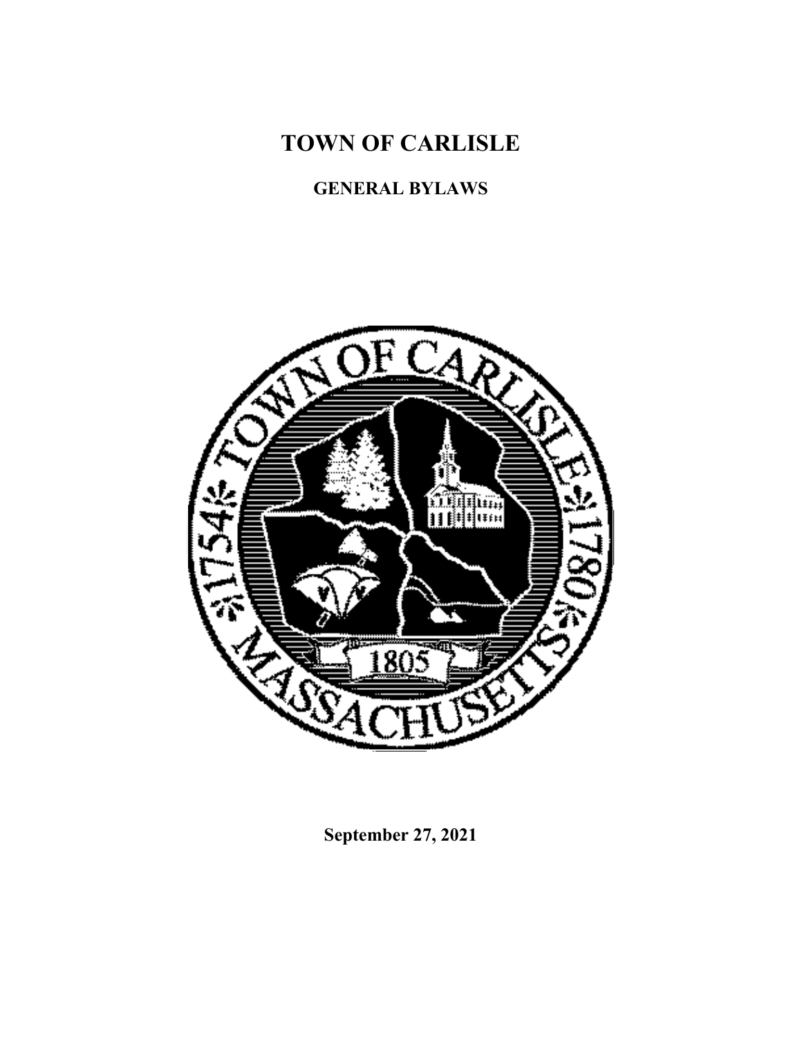# TOWN OF CARLISLE

## GENERAL BYLAWS

**September 27, 2021**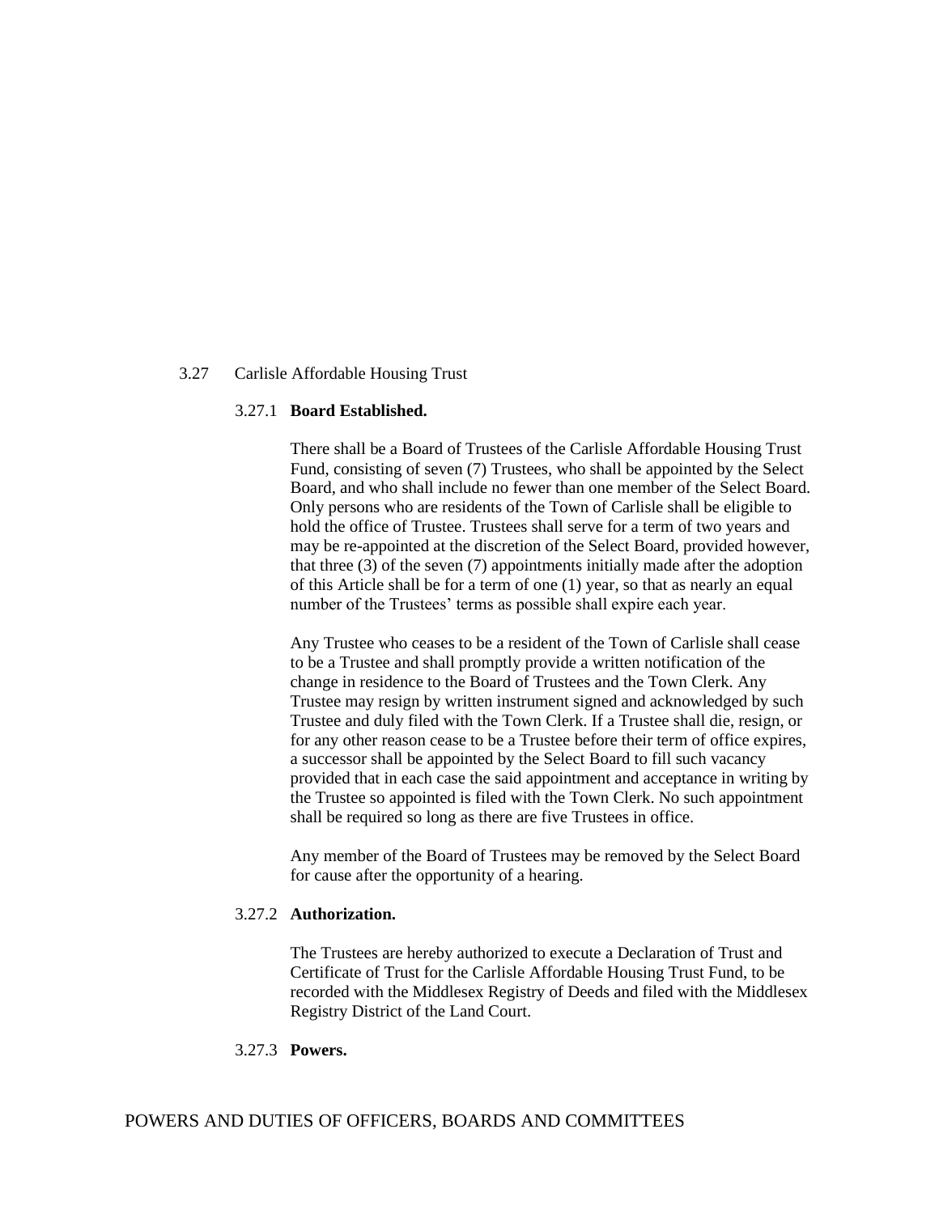3.27 Carlisle Affordable Housing Trust

3.27.1 **Board Established.**

There shall be a Board of Trustees of the Carlisle Affordable Housing Trust Fund, consisting of seven (7) Trustees, who shall be appointed by the Select Board, and who shall include no fewer than one member of the Select Board. Only persons who are residents of the Town of Carlisle shall be eligible to hold the office of Trustee. Trustees shall serve for a term of two years and may be re-appointed at the discretion of the Select Board, provided however, that three (3) of the seven (7) appointments initially made after the adoption of this Article shall be for a term of one (1) year, so that as nearly an equal number of the Trustees' terms as possible shall expire each year.

Any Trustee who ceases to be a resident of the Town of Carlisle shall cease to be a Trustee and shall promptly provide a written notification of the change in residence to the Board of Trustees and the Town Clerk. Any Trustee may resign by written instrument signed and acknowledged by such Trustee and duly filed with the Town Clerk. If a Trustee shall die, resign, or for any other reason cease to be a Trustee before their term of office expires, a successor shall be appointed by the Select Board to fill such vacancy provided that in each case the said appointment and acceptance in writing by the Trustee so appointed is filed with the Town Clerk. No such appointment shall be required so long as there are five Trustees in office.

Any member of the Board of Trustees may be removed by the Select Board for cause after the opportunity of a hearing.

3.27.2 **Authorization.**

The Trustees are hereby authorized to execute a Declaration of Trust and Certificate of Trust for the Carlisle Affordable Housing Trust Fund, to be recorded with the Middlesex Registry of Deeds and filed with the Middlesex Registry District of the Land Court.

3.27.3 **Powers.**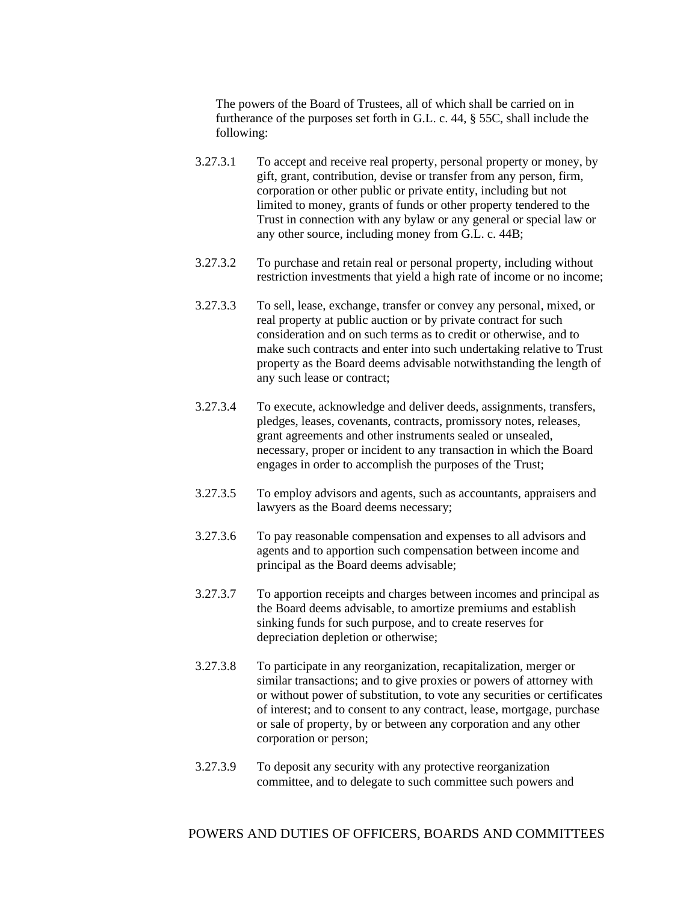The powers of the Board of Trustees, all of which shall be carried on in furtherance of the purposes set forth in G.L. c. 44, § 55C, shall include the following:

3.27.3.1 To accept and receive real property, personal property or money, by gift, grant, contribution, devise or transfer from any person, firm, corporation or other public or private entity, including but not limited to money, grants of funds or other property tendered to the Trust in connection with any bylaw or any general or special law or any other source, including money from G.L. c. 44B;

3.27.3.2 To purchase and retain real or personal property, including without restriction investments that yield a high rate of income or no income;

3.27.3.3 To sell, lease, exchange, transfer or convey any personal, mixed, or real property at public auction or by private contract for such consideration and on such terms as to credit or otherwise, and to make such contracts and enter into such undertaking relative to Trust property as the Board deems advisable notwithstanding the length of any such lease or contract;

3.27.3.4 To execute, acknowledge and deliver deeds, assignments, transfers, pledges, leases, covenants, contracts, promissory notes, releases, grant agreements and other instruments sealed or unsealed, necessary, proper or incident to any transaction in which the Board engages in order to accomplish the purposes of the Trust;

3.27.3.5 To employ advisors and agents, such as accountants, appraisers and lawyers as the Board deems necessary;

3.27.3.6 To pay reasonable compensation and expenses to all advisors and agents and to apportion such compensation between income and principal as the Board deems advisable;

3.27.3.7 To apportion receipts and charges between incomes and principal as the Board deems advisable, to amortize premiums and establish sinking funds for such purpose, and to create reserves for depreciation depletion or otherwise;

3.27.3.8 To participate in any reorganization, recapitalization, merger or similar transactions; and to give proxies or powers of attorney with or without power of substitution, to vote any securities or certificates of interest; and to consent to any contract, lease, mortgage, purchase or sale of property, by or between any corporation and any other corporation or person;

3.27.3.9 To deposit any security with any protective reorganization committee, and to delegate to such committee such powers and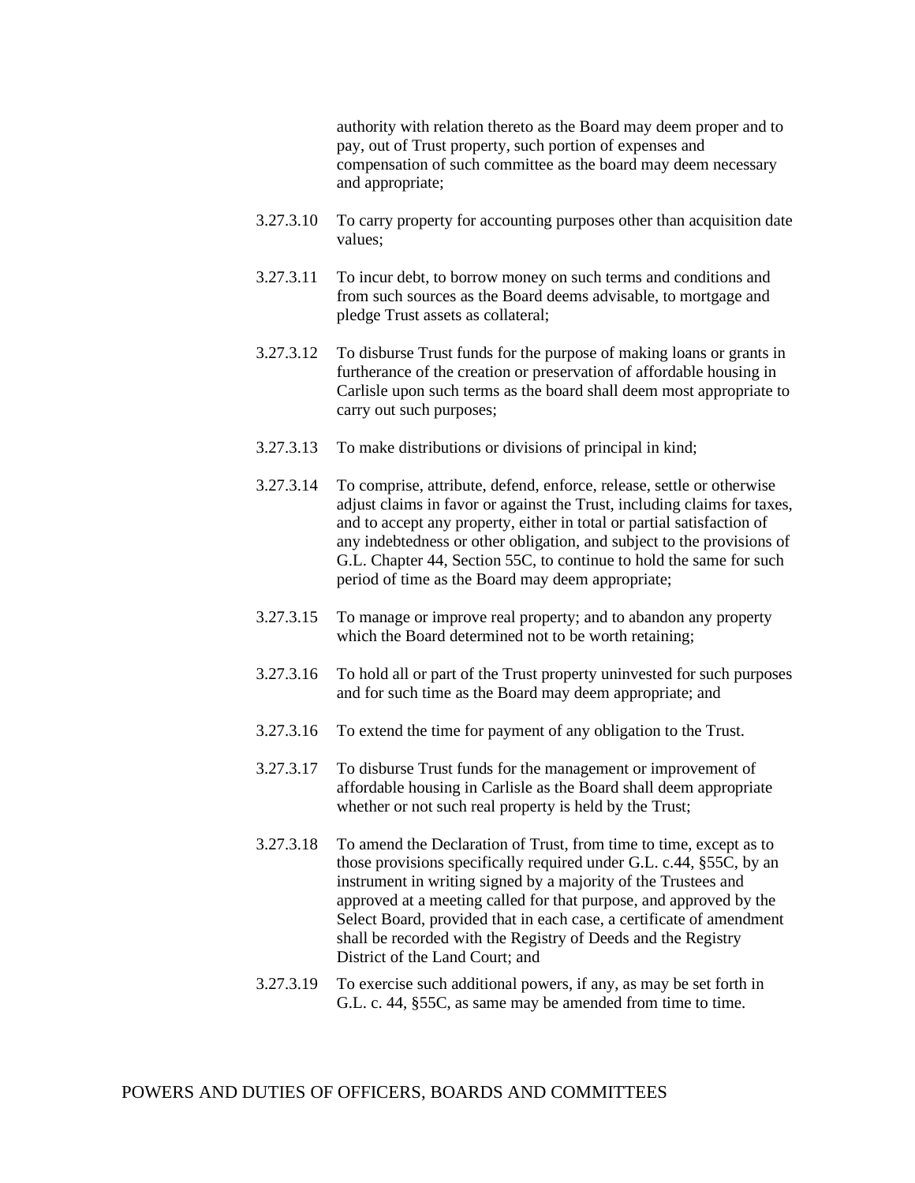authority with relation thereto as the Board may deem proper and to pay, out of Trust property, such portion of expenses and compensation of such committee as the board may deem necessary and appropriate;

3.27.3.10 To carry property for accounting purposes other than acquisition date values;

3.27.3.11 To incur debt, to borrow money on such terms and conditions and from such sources as the Board deems advisable, to mortgage and pledge Trust assets as collateral;

3.27.3.12 To disburse Trust funds for the purpose of making loans or grants in furtherance of the creation or preservation of affordable housing in Carlisle upon such terms as the board shall deem most appropriate to carry out such purposes;

3.27.3.13 To make distributions or divisions of principal in kind;

3.27.3.14 To comprise, attribute, defend, enforce, release, settle or otherwise adjust claims in favor or against the Trust, including claims for taxes, and to accept any property, either in total or partial satisfaction of any indebtedness or other obligation, and subject to the provisions of G.L. Chapter 44, Section 55C, to continue to hold the same for such period of time as the Board may deem appropriate;

3.27.3.15 To manage or improve real property; and to abandon any property which the Board determined not to be worth retaining;

3.27.3.16 To hold all or part of the Trust property uninvested for such purposes and for such time as the Board may deem appropriate; and

3.27.3.16 To extend the time for payment of any obligation to the Trust.

3.27.3.17 To disburse Trust funds for the management or improvement of affordable housing in Carlisle as the Board shall deem appropriate whether or not such real property is held by the Trust;

3.27.3.18 To amend the Declaration of Trust, from time to time, except as to those provisions specifically required under G.L. c.44, §55C, by an instrument in writing signed by a majority of the Trustees and approved at a meeting called for that purpose, and approved by the Select Board, provided that in each case, a certificate of amendment shall be recorded with the Registry of Deeds and the Registry District of the Land Court; and

3.27.3.19 To exercise such additional powers, if any, as may be set forth in G.L. c. 44, §55C, as same may be amended from time to time.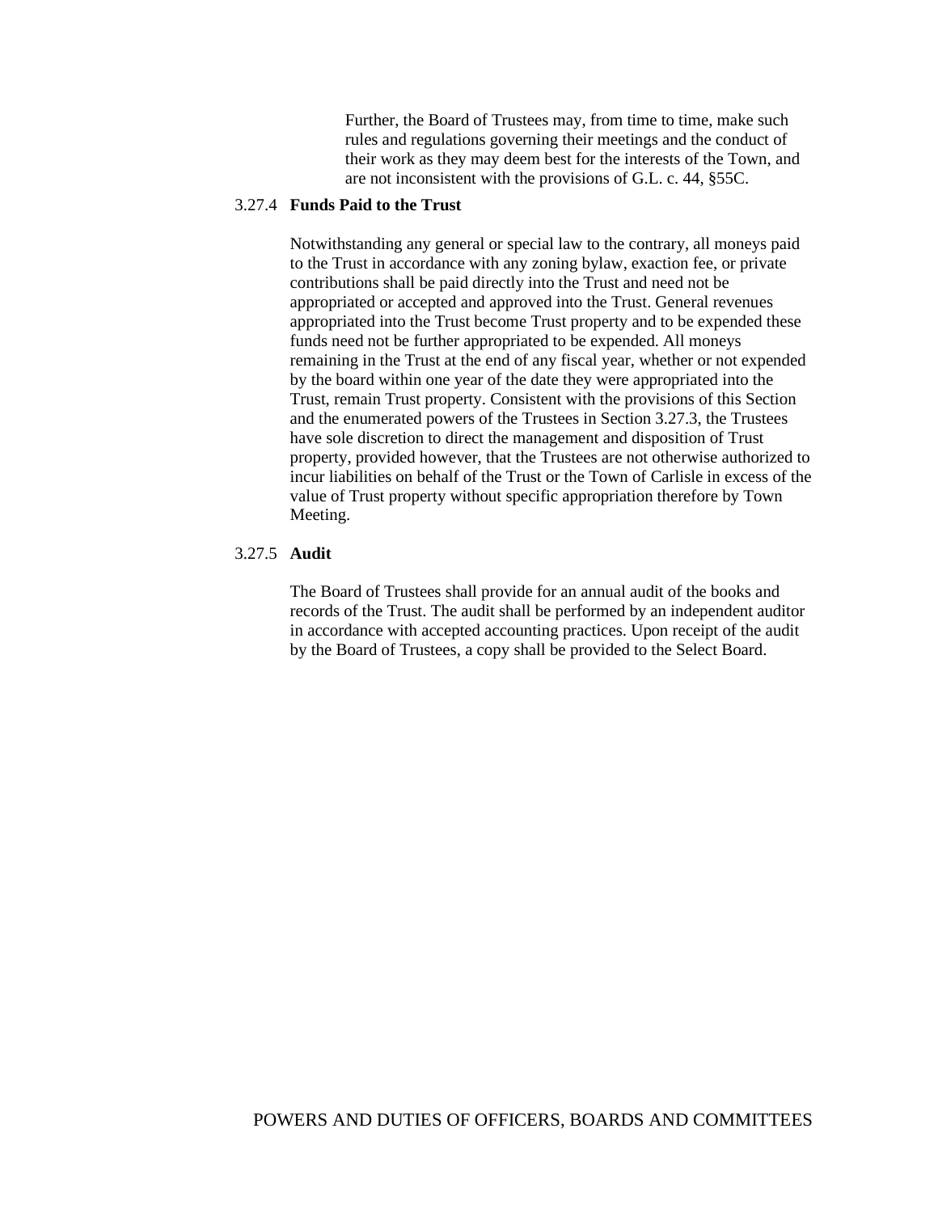Further, the Board of Trustees may, from time to time, make such rules and regulations governing their meetings and the conduct of their work as they may deem best for the interests of the Town, and are not inconsistent with the provisions of G.L. c. 44, §55C.

### 3.27.4 **Funds Paid to the Trust**

Notwithstanding any general or special law to the contrary, all moneys paid to the Trust in accordance with any zoning bylaw, exaction fee, or private contributions shall be paid directly into the Trust and need not be appropriated or accepted and approved into the Trust. General revenues appropriated into the Trust become Trust property and to be expended these funds need not be further appropriated to be expended. All moneys remaining in the Trust at the end of any fiscal year, whether or not expended by the board within one year of the date they were appropriated into the Trust, remain Trust property. Consistent with the provisions of this Section and the enumerated powers of the Trustees in Section 3.27.3, the Trustees have sole discretion to direct the management and disposition of Trust property, provided however, that the Trustees are not otherwise authorized to incur liabilities on behalf of the Trust or the Town of Carlisle in excess of the value of Trust property without specific appropriation therefore by Town Meeting.

### 3.27.5 **Audit**

The Board of Trustees shall provide for an annual audit of the books and records of the Trust. The audit shall be performed by an independent auditor in accordance with accepted accounting practices. Upon receipt of the audit by the Board of Trustees, a copy shall be provided to the Select Board.